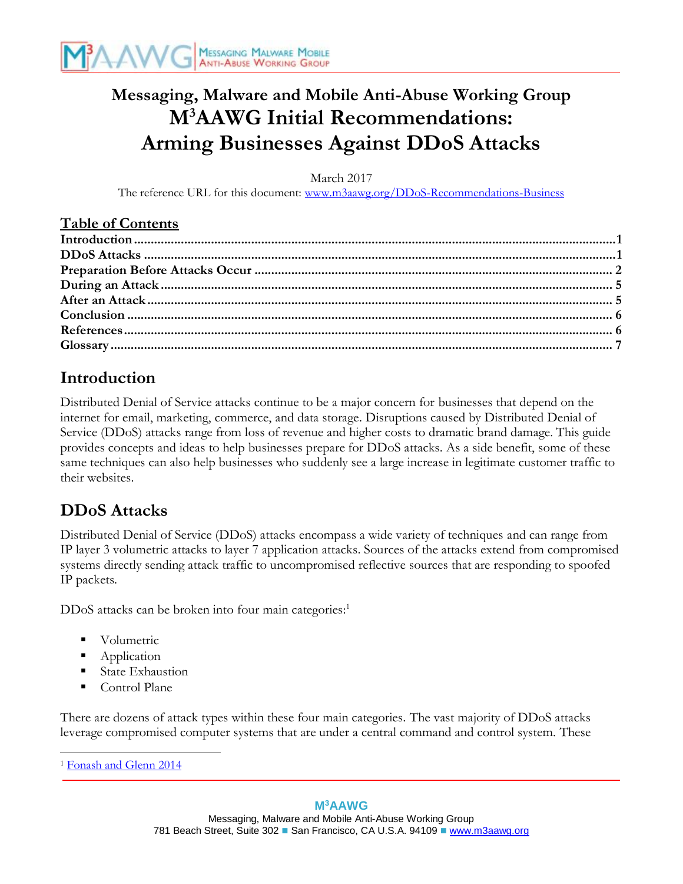# Messaging, Malware and Mobile Anti-Abuse Working Group
# M3AAWG Initial Recommendations: Arming Businesses Against DDoS Attacks

March 2017

The reference URL for this document: www.m3aawg.org/DDoS-Recommendations-Business

## Table of Contents

**Introduction** ........................................................................................................ **1**
**DDoS Attacks** ...................................................................................................... **1**
**Preparation Before Attacks Occur** .................................................................... **2**
**During an Attack** ................................................................................................. **5**
**After an Attack** .................................................................................................... **5**
**Conclusion** ........................................................................................................... **6**
**References** ............................................................................................................ **6**
**Glossary** ............................................................................................................... **7**

## Introduction

Distributed Denial of Service attacks continue to be a major concern for businesses that depend on the internet for email, marketing, commerce, and data storage. Disruptions caused by Distributed Denial of Service (DDoS) attacks range from loss of revenue and higher costs to dramatic brand damage. This guide provides concepts and ideas to help businesses prepare for DDoS attacks. As a side benefit, some of these same techniques can also help businesses who suddenly see a large increase in legitimate customer traffic to their websites.

## DDoS Attacks

Distributed Denial of Service (DDoS) attacks encompass a wide variety of techniques and can range from IP layer 3 volumetric attacks to layer 7 application attacks. Sources of the attacks extend from compromised systems directly sending attack traffic to uncompromised reflective sources that are responding to spoofed IP packets.

DDoS attacks can be broken into four main categories:[1]

- Volumetric
- Application
- State Exhaustion
- Control Plane

There are dozens of attack types within these four main categories. The vast majority of DDoS attacks leverage compromised computer systems that are under a central command and control system. These

[1] Fonash and Glenn 2014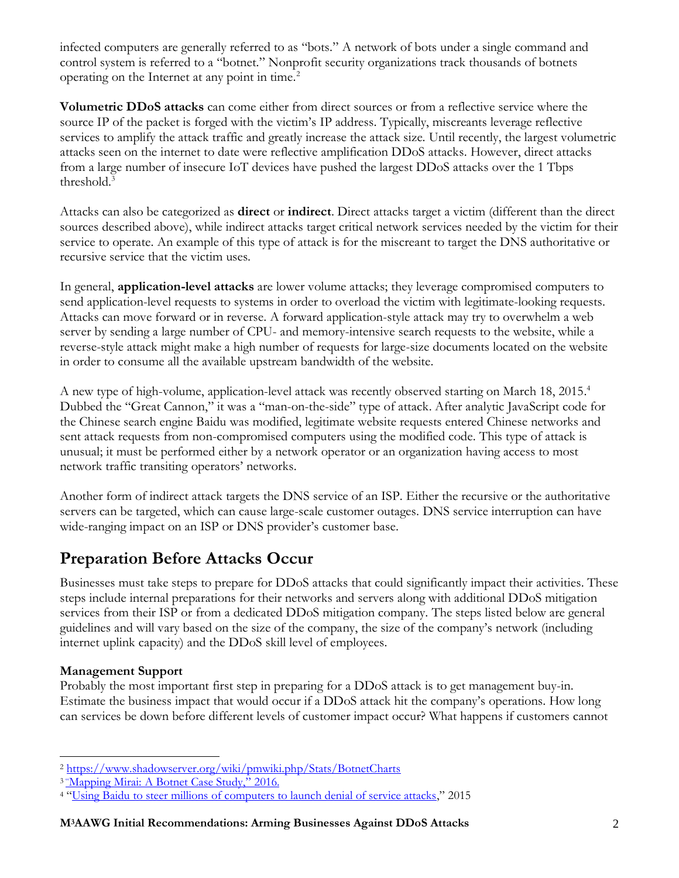infected computers are generally referred to as "bots." A network of bots under a single command and control system is referred to a "botnet." Nonprofit security organizations track thousands of botnets operating on the Internet at any point in time.[2]

**Volumetric DDoS attacks** can come either from direct sources or from a reflective service where the source IP of the packet is forged with the victim's IP address. Typically, miscreants leverage reflective services to amplify the attack traffic and greatly increase the attack size. Until recently, the largest volumetric attacks seen on the internet to date were reflective amplification DDoS attacks. However, direct attacks from a large number of insecure IoT devices have pushed the largest DDoS attacks over the 1 Tbps threshold.[3]

Attacks can also be categorized as **direct** or **indirect**. Direct attacks target a victim (different than the direct sources described above), while indirect attacks target critical network services needed by the victim for their service to operate. An example of this type of attack is for the miscreant to target the DNS authoritative or recursive service that the victim uses.

In general, **application-level attacks** are lower volume attacks; they leverage compromised computers to send application-level requests to systems in order to overload the victim with legitimate-looking requests. Attacks can move forward or in reverse. A forward application-style attack may try to overwhelm a web server by sending a large number of CPU- and memory-intensive search requests to the website, while a reverse-style attack might make a high number of requests for large-size documents located on the website in order to consume all the available upstream bandwidth of the website.

A new type of high-volume, application-level attack was recently observed starting on March 18, 2015.[4] Dubbed the "Great Cannon," it was a "man-on-the-side" type of attack. After analytic JavaScript code for the Chinese search engine Baidu was modified, legitimate website requests entered Chinese networks and sent attack requests from non-compromised computers using the modified code. This type of attack is unusual; it must be performed either by a network operator or an organization having access to most network traffic transiting operators' networks.

Another form of indirect attack targets the DNS service of an ISP. Either the recursive or the authoritative servers can be targeted, which can cause large-scale customer outages. DNS service interruption can have wide-ranging impact on an ISP or DNS provider's customer base.

## Preparation Before Attacks Occur

Businesses must take steps to prepare for DDoS attacks that could significantly impact their activities. These steps include internal preparations for their networks and servers along with additional DDoS mitigation services from their ISP or from a dedicated DDoS mitigation company. The steps listed below are general guidelines and will vary based on the size of the company, the size of the company's network (including internet uplink capacity) and the DDoS skill level of employees.

### Management Support

Probably the most important first step in preparing for a DDoS attack is to get management buy-in. Estimate the business impact that would occur if a DDoS attack hit the company's operations. How long can services be down before different levels of customer impact occur? What happens if customers cannot

---

[2] https://www.shadowserver.org/wiki/pmwiki.php/Stats/BotnetCharts

[3] "Mapping Mirai: A Botnet Case Study," 2016.

[4] "Using Baidu to steer millions of computers to launch denial of service attacks," 2015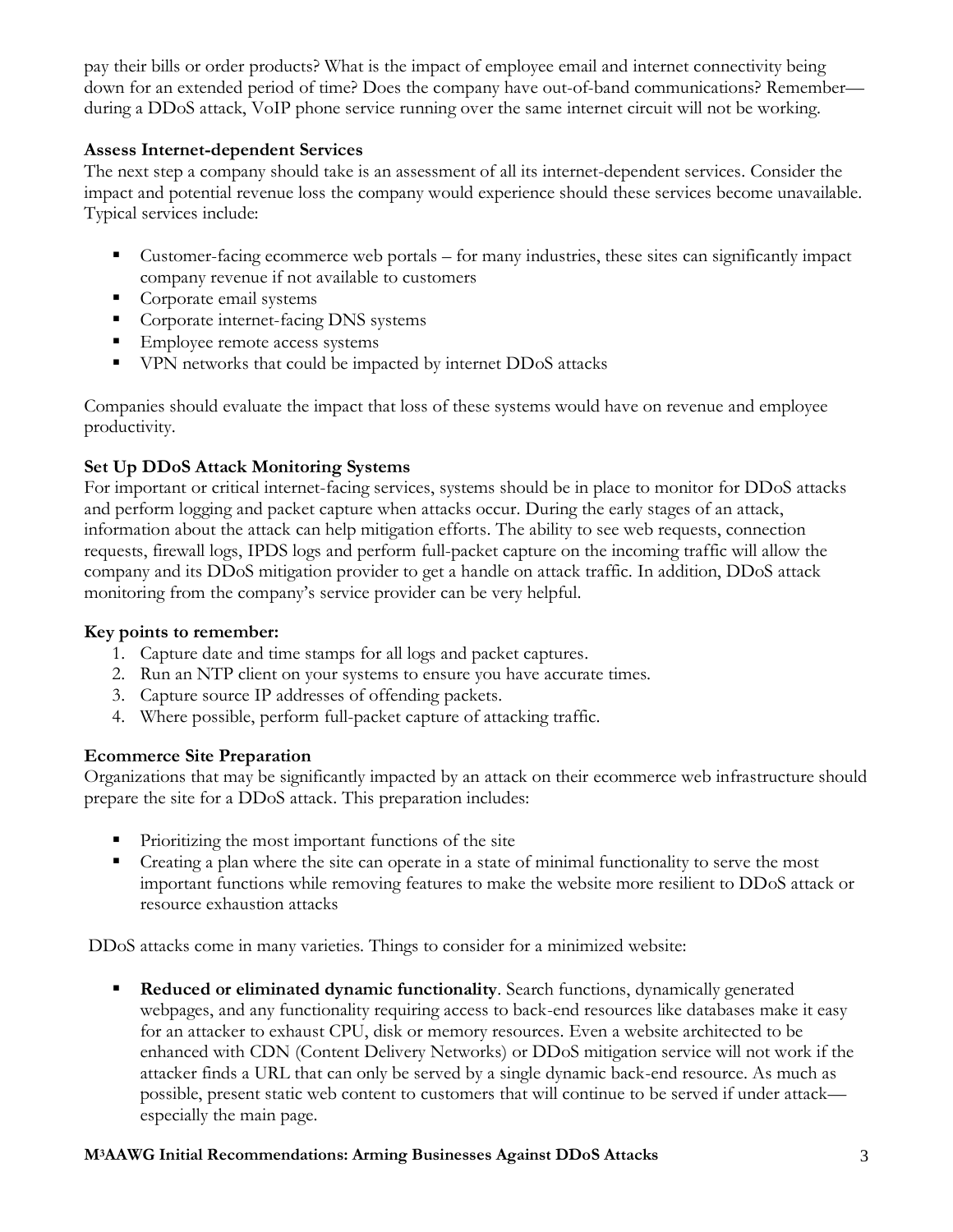pay their bills or order products? What is the impact of employee email and internet connectivity being down for an extended period of time? Does the company have out-of-band communications? Remember—during a DDoS attack, VoIP phone service running over the same internet circuit will not be working.

**Assess Internet-dependent Services**

The next step a company should take is an assessment of all its internet-dependent services. Consider the impact and potential revenue loss the company would experience should these services become unavailable. Typical services include:

- Customer-facing ecommerce web portals – for many industries, these sites can significantly impact company revenue if not available to customers
- Corporate email systems
- Corporate internet-facing DNS systems
- Employee remote access systems
- VPN networks that could be impacted by internet DDoS attacks

Companies should evaluate the impact that loss of these systems would have on revenue and employee productivity.

**Set Up DDoS Attack Monitoring Systems**

For important or critical internet-facing services, systems should be in place to monitor for DDoS attacks and perform logging and packet capture when attacks occur. During the early stages of an attack, information about the attack can help mitigation efforts. The ability to see web requests, connection requests, firewall logs, IPDS logs and perform full-packet capture on the incoming traffic will allow the company and its DDoS mitigation provider to get a handle on attack traffic. In addition, DDoS attack monitoring from the company's service provider can be very helpful.

**Key points to remember:**

1. Capture date and time stamps for all logs and packet captures.
2. Run an NTP client on your systems to ensure you have accurate times.
3. Capture source IP addresses of offending packets.
4. Where possible, perform full-packet capture of attacking traffic.

**Ecommerce Site Preparation**

Organizations that may be significantly impacted by an attack on their ecommerce web infrastructure should prepare the site for a DDoS attack. This preparation includes:

- Prioritizing the most important functions of the site
- Creating a plan where the site can operate in a state of minimal functionality to serve the most important functions while removing features to make the website more resilient to DDoS attack or resource exhaustion attacks

DDoS attacks come in many varieties. Things to consider for a minimized website:

- **Reduced or eliminated dynamic functionality**. Search functions, dynamically generated webpages, and any functionality requiring access to back-end resources like databases make it easy for an attacker to exhaust CPU, disk or memory resources. Even a website architected to be enhanced with CDN (Content Delivery Networks) or DDoS mitigation service will not work if the attacker finds a URL that can only be served by a single dynamic back-end resource. As much as possible, present static web content to customers that will continue to be served if under attack—especially the main page.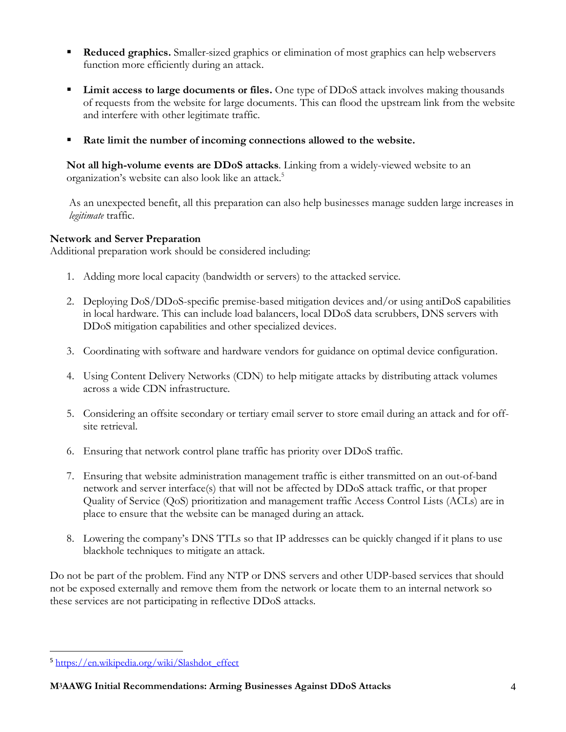- **Reduced graphics.** Smaller-sized graphics or elimination of most graphics can help webservers function more efficiently during an attack.

- **Limit access to large documents or files.** One type of DDoS attack involves making thousands of requests from the website for large documents. This can flood the upstream link from the website and interfere with other legitimate traffic.

- **Rate limit the number of incoming connections allowed to the website.**

**Not all high-volume events are DDoS attacks**. Linking from a widely-viewed website to an organization's website can also look like an attack.[5]

As an unexpected benefit, all this preparation can also help businesses manage sudden large increases in *legitimate* traffic.

**Network and Server Preparation**

Additional preparation work should be considered including:

1. Adding more local capacity (bandwidth or servers) to the attacked service.

2. Deploying DoS/DDoS-specific premise-based mitigation devices and/or using antiDoS capabilities in local hardware. This can include load balancers, local DDoS data scrubbers, DNS servers with DDoS mitigation capabilities and other specialized devices.

3. Coordinating with software and hardware vendors for guidance on optimal device configuration.

4. Using Content Delivery Networks (CDN) to help mitigate attacks by distributing attack volumes across a wide CDN infrastructure.

5. Considering an offsite secondary or tertiary email server to store email during an attack and for off-site retrieval.

6. Ensuring that network control plane traffic has priority over DDoS traffic.

7. Ensuring that website administration management traffic is either transmitted on an out-of-band network and server interface(s) that will not be affected by DDoS attack traffic, or that proper Quality of Service (QoS) prioritization and management traffic Access Control Lists (ACLs) are in place to ensure that the website can be managed during an attack.

8. Lowering the company's DNS TTLs so that IP addresses can be quickly changed if it plans to use blackhole techniques to mitigate an attack.

Do not be part of the problem. Find any NTP or DNS servers and other UDP-based services that should not be exposed externally and remove them from the network or locate them to an internal network so these services are not participating in reflective DDoS attacks.

---

[5] https://en.wikipedia.org/wiki/Slashdot_effect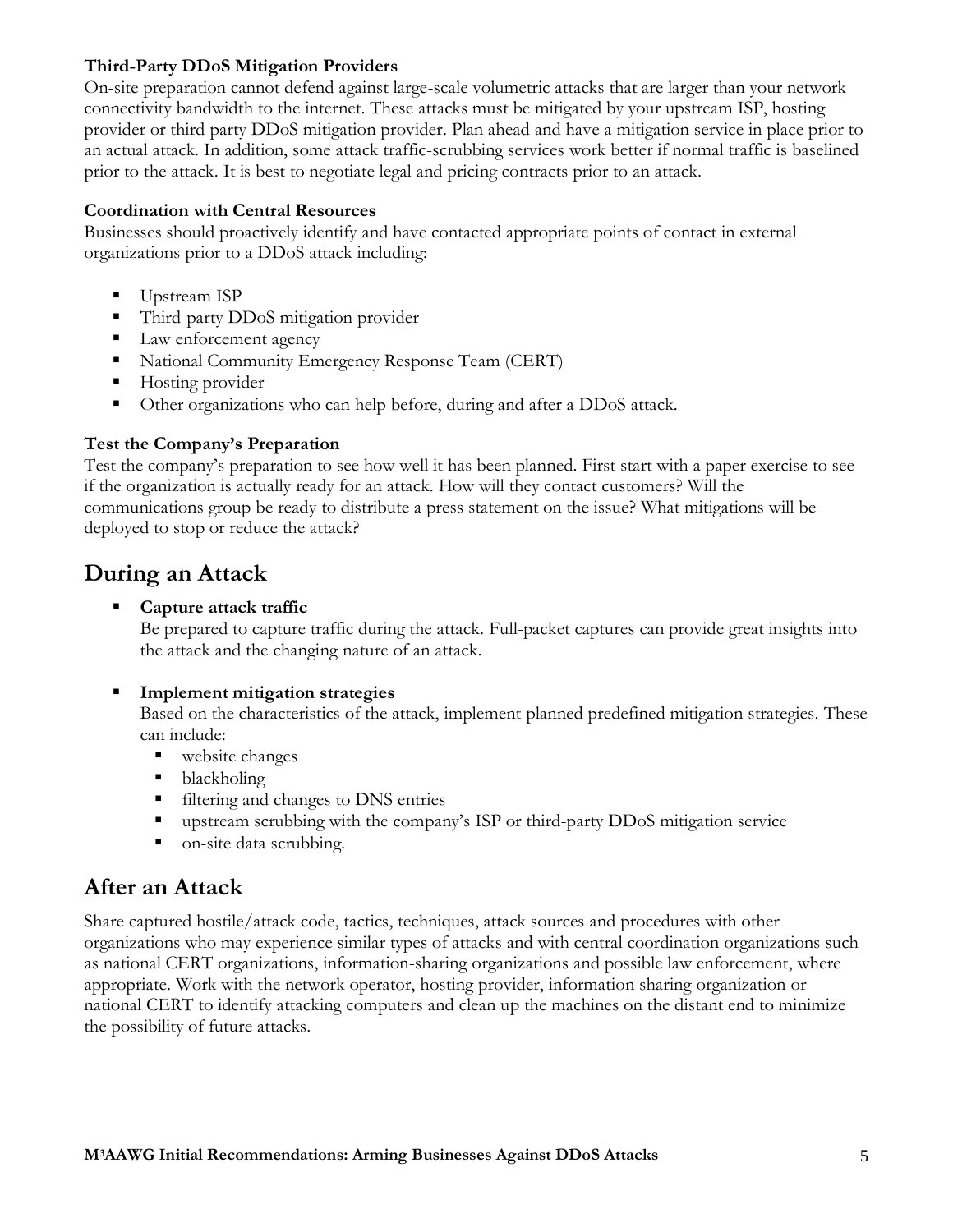**Third-Party DDoS Mitigation Providers**
On-site preparation cannot defend against large-scale volumetric attacks that are larger than your network connectivity bandwidth to the internet. These attacks must be mitigated by your upstream ISP, hosting provider or third party DDoS mitigation provider. Plan ahead and have a mitigation service in place prior to an actual attack. In addition, some attack traffic-scrubbing services work better if normal traffic is baselined prior to the attack. It is best to negotiate legal and pricing contracts prior to an attack.

**Coordination with Central Resources**
Businesses should proactively identify and have contacted appropriate points of contact in external organizations prior to a DDoS attack including:

- Upstream ISP
- Third-party DDoS mitigation provider
- Law enforcement agency
- National Community Emergency Response Team (CERT)
- Hosting provider
- Other organizations who can help before, during and after a DDoS attack.

**Test the Company's Preparation**
Test the company's preparation to see how well it has been planned. First start with a paper exercise to see if the organization is actually ready for an attack. How will they contact customers? Will the communications group be ready to distribute a press statement on the issue? What mitigations will be deployed to stop or reduce the attack?

## During an Attack

- **Capture attack traffic**
  Be prepared to capture traffic during the attack. Full-packet captures can provide great insights into the attack and the changing nature of an attack.

- **Implement mitigation strategies**
  Based on the characteristics of the attack, implement planned predefined mitigation strategies. These can include:
  - website changes
  - blackholing
  - filtering and changes to DNS entries
  - upstream scrubbing with the company's ISP or third-party DDoS mitigation service
  - on-site data scrubbing.

## After an Attack

Share captured hostile/attack code, tactics, techniques, attack sources and procedures with other organizations who may experience similar types of attacks and with central coordination organizations such as national CERT organizations, information-sharing organizations and possible law enforcement, where appropriate. Work with the network operator, hosting provider, information sharing organization or national CERT to identify attacking computers and clean up the machines on the distant end to minimize the possibility of future attacks.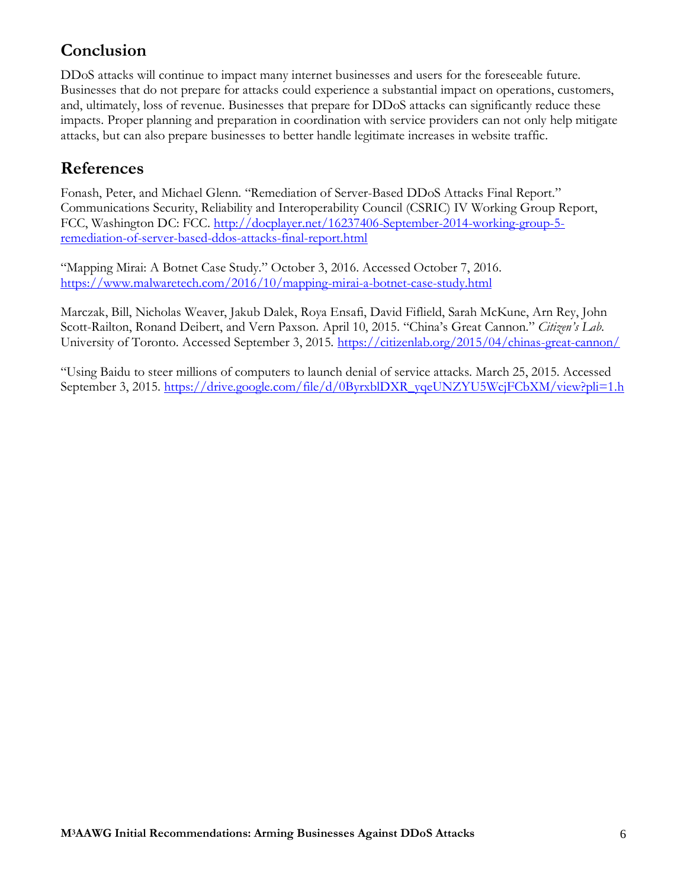## Conclusion

DDoS attacks will continue to impact many internet businesses and users for the foreseeable future. Businesses that do not prepare for attacks could experience a substantial impact on operations, customers, and, ultimately, loss of revenue. Businesses that prepare for DDoS attacks can significantly reduce these impacts. Proper planning and preparation in coordination with service providers can not only help mitigate attacks, but can also prepare businesses to better handle legitimate increases in website traffic.

## References

Fonash, Peter, and Michael Glenn. "Remediation of Server-Based DDoS Attacks Final Report." Communications Security, Reliability and Interoperability Council (CSRIC) IV Working Group Report, FCC, Washington DC: FCC. http://docplayer.net/16237406-September-2014-working-group-5-remediation-of-server-based-ddos-attacks-final-report.html

"Mapping Mirai: A Botnet Case Study." October 3, 2016. Accessed October 7, 2016. https://www.malwaretech.com/2016/10/mapping-mirai-a-botnet-case-study.html

Marczak, Bill, Nicholas Weaver, Jakub Dalek, Roya Ensafi, David Fiflield, Sarah McKune, Arn Rey, John Scott-Railton, Ronand Deibert, and Vern Paxson. April 10, 2015. "China's Great Cannon." *Citizen's Lab*. University of Toronto. Accessed September 3, 2015. https://citizenlab.org/2015/04/chinas-great-cannon/

"Using Baidu to steer millions of computers to launch denial of service attacks. March 25, 2015. Accessed September 3, 2015. https://drive.google.com/file/d/0ByrxblDXR_yqeUNZYU5WcjFCbXM/view?pli=1.h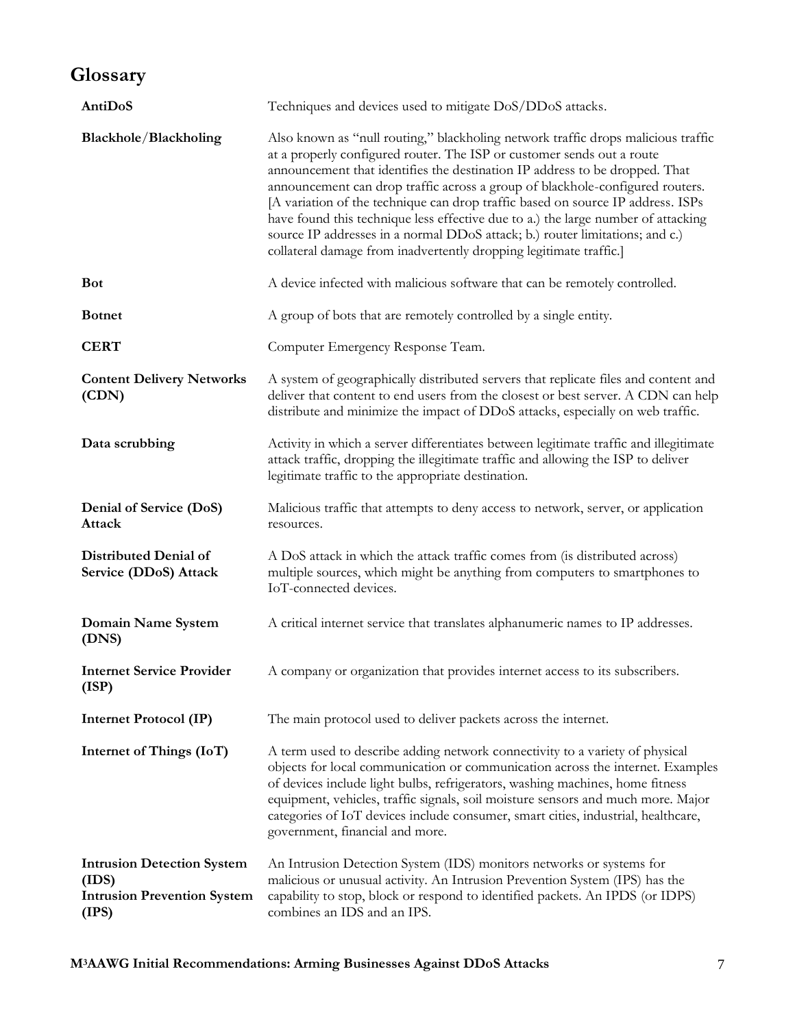## Glossary

| | |
|---|---|
| **AntiDoS** | Techniques and devices used to mitigate DoS/DDoS attacks. |
| **Blackhole/Blackholing** | Also known as "null routing," blackholing network traffic drops malicious traffic at a properly configured router. The ISP or customer sends out a route announcement that identifies the destination IP address to be dropped. That announcement can drop traffic across a group of blackhole-configured routers. [A variation of the technique can drop traffic based on source IP address. ISPs have found this technique less effective due to a.) the large number of attacking source IP addresses in a normal DDoS attack; b.) router limitations; and c.) collateral damage from inadvertently dropping legitimate traffic.] |
| **Bot** | A device infected with malicious software that can be remotely controlled. |
| **Botnet** | A group of bots that are remotely controlled by a single entity. |
| **CERT** | Computer Emergency Response Team. |
| **Content Delivery Networks (CDN)** | A system of geographically distributed servers that replicate files and content and deliver that content to end users from the closest or best server. A CDN can help distribute and minimize the impact of DDoS attacks, especially on web traffic. |
| **Data scrubbing** | Activity in which a server differentiates between legitimate traffic and illegitimate attack traffic, dropping the illegitimate traffic and allowing the ISP to deliver legitimate traffic to the appropriate destination. |
| **Denial of Service (DoS) Attack** | Malicious traffic that attempts to deny access to network, server, or application resources. |
| **Distributed Denial of Service (DDoS) Attack** | A DoS attack in which the attack traffic comes from (is distributed across) multiple sources, which might be anything from computers to smartphones to IoT-connected devices. |
| **Domain Name System (DNS)** | A critical internet service that translates alphanumeric names to IP addresses. |
| **Internet Service Provider (ISP)** | A company or organization that provides internet access to its subscribers. |
| **Internet Protocol (IP)** | The main protocol used to deliver packets across the internet. |
| **Internet of Things (IoT)** | A term used to describe adding network connectivity to a variety of physical objects for local communication or communication across the internet. Examples of devices include light bulbs, refrigerators, washing machines, home fitness equipment, vehicles, traffic signals, soil moisture sensors and much more. Major categories of IoT devices include consumer, smart cities, industrial, healthcare, government, financial and more. |
| **Intrusion Detection System (IDS) Intrusion Prevention System (IPS)** | An Intrusion Detection System (IDS) monitors networks or systems for malicious or unusual activity. An Intrusion Prevention System (IPS) has the capability to stop, block or respond to identified packets. An IPDS (or IDPS) combines an IDS and an IPS. |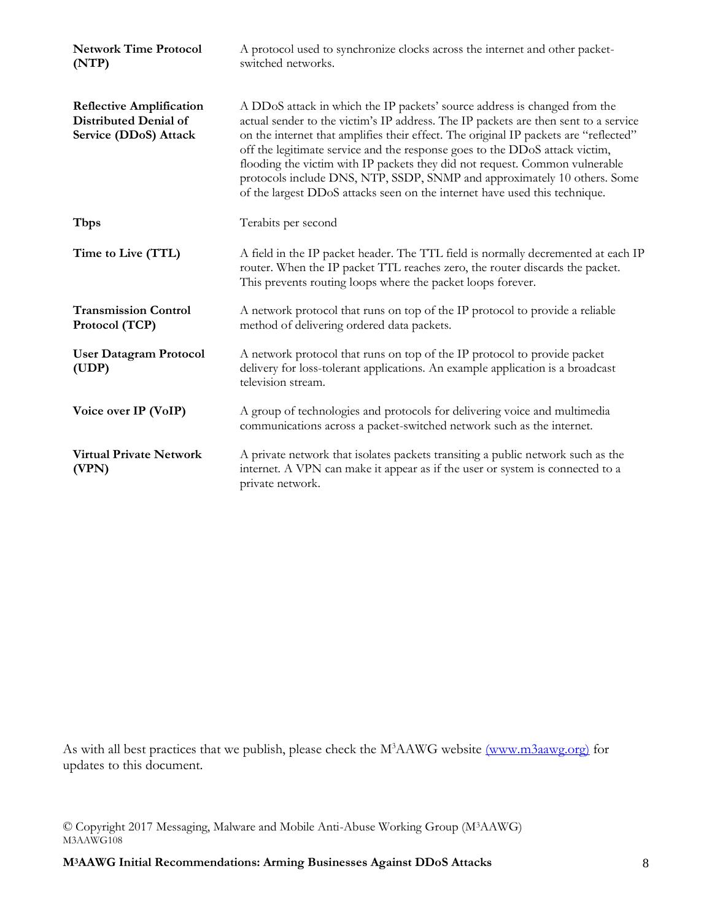| | |
|---|---|
| **Network Time Protocol (NTP)** | A protocol used to synchronize clocks across the internet and other packet-switched networks. |
| **Reflective Amplification Distributed Denial of Service (DDoS) Attack** | A DDoS attack in which the IP packets' source address is changed from the actual sender to the victim's IP address. The IP packets are then sent to a service on the internet that amplifies their effect. The original IP packets are "reflected" off the legitimate service and the response goes to the DDoS attack victim, flooding the victim with IP packets they did not request. Common vulnerable protocols include DNS, NTP, SSDP, SNMP and approximately 10 others. Some of the largest DDoS attacks seen on the internet have used this technique. |
| **Tbps** | Terabits per second |
| **Time to Live (TTL)** | A field in the IP packet header. The TTL field is normally decremented at each IP router. When the IP packet TTL reaches zero, the router discards the packet. This prevents routing loops where the packet loops forever. |
| **Transmission Control Protocol (TCP)** | A network protocol that runs on top of the IP protocol to provide a reliable method of delivering ordered data packets. |
| **User Datagram Protocol (UDP)** | A network protocol that runs on top of the IP protocol to provide packet delivery for loss-tolerant applications. An example application is a broadcast television stream. |
| **Voice over IP (VoIP)** | A group of technologies and protocols for delivering voice and multimedia communications across a packet-switched network such as the internet. |
| **Virtual Private Network (VPN)** | A private network that isolates packets transiting a public network such as the internet. A VPN can make it appear as if the user or system is connected to a private network. |

As with all best practices that we publish, please check the M[3]AAWG website (www.m3aawg.org) for updates to this document.

© Copyright 2017 Messaging, Malware and Mobile Anti-Abuse Working Group (M[3]AAWG)
M3AAWG108